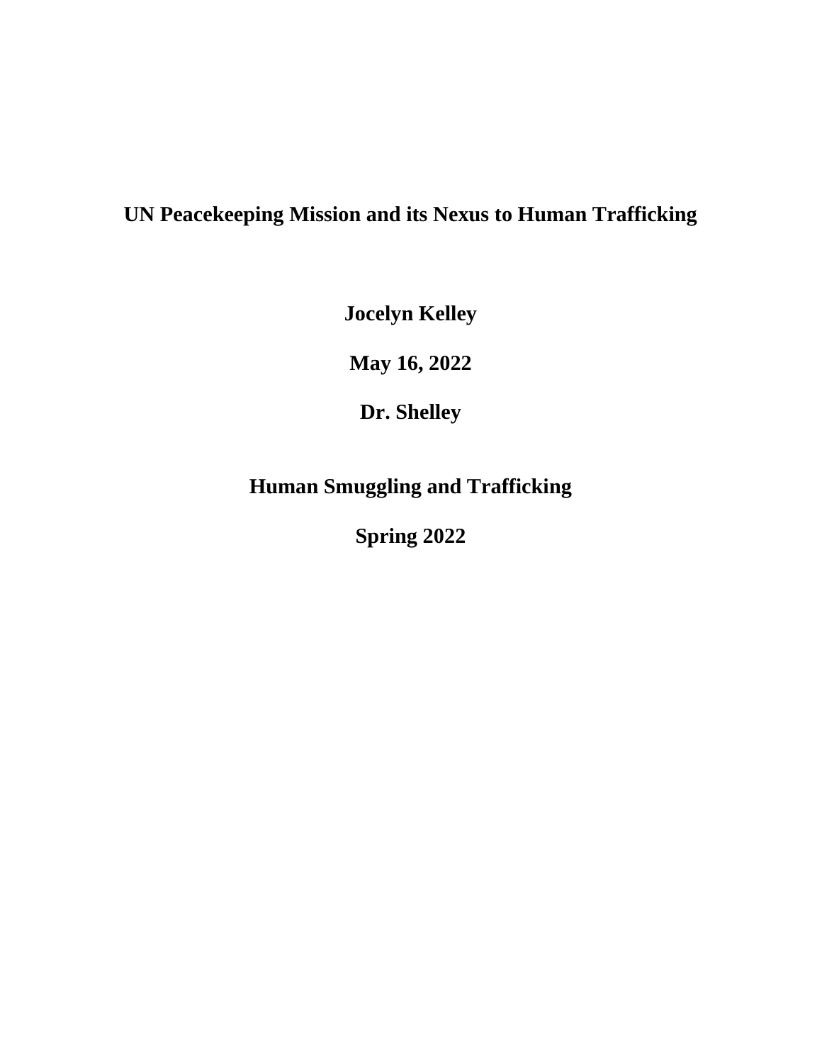# UN Peacekeeping Mission and its Nexus to Human Trafficking

**Jocelyn Kelley**

**May 16, 2022**

**Dr. Shelley**

**Human Smuggling and Trafficking**

**Spring 2022**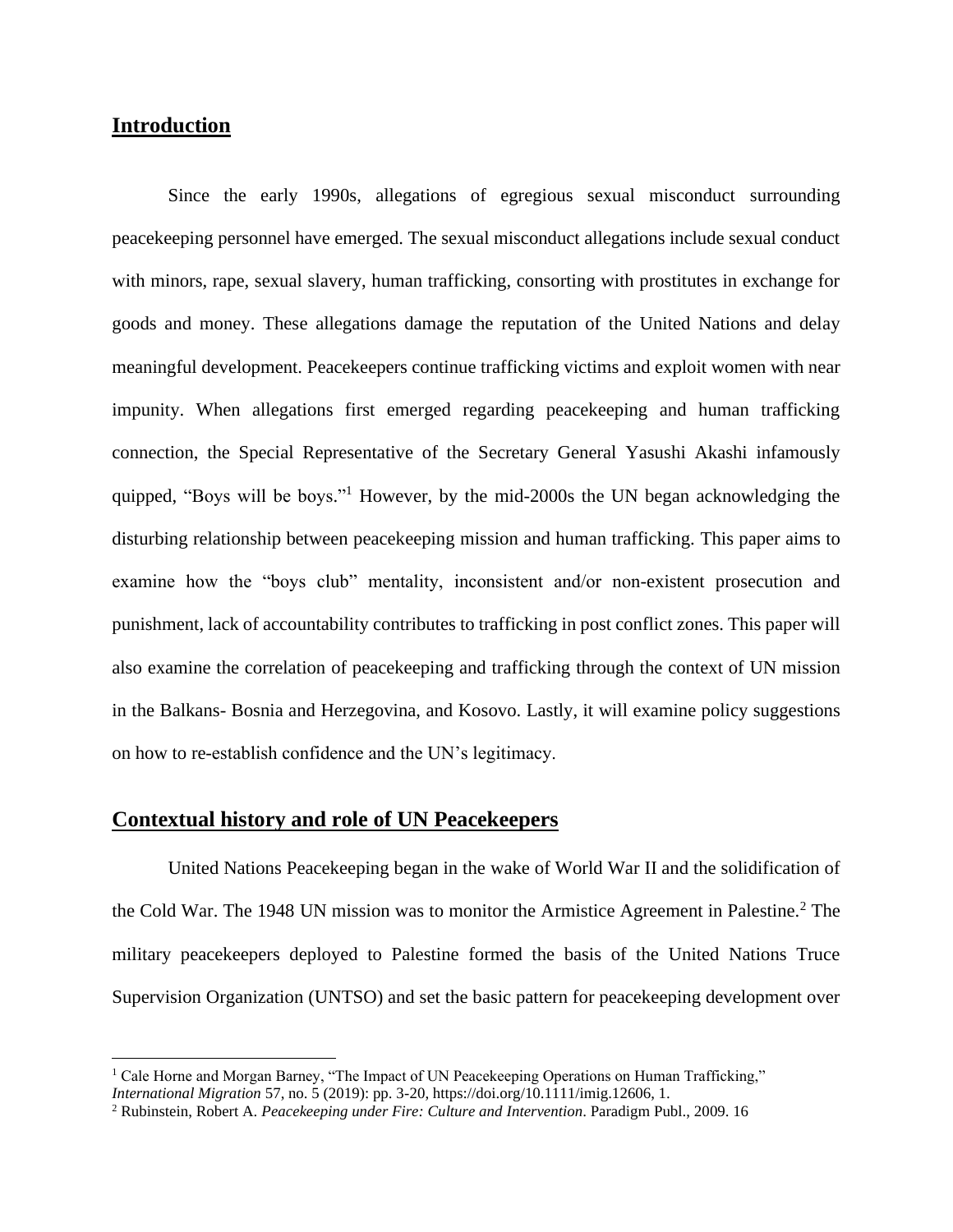## Introduction

Since the early 1990s, allegations of egregious sexual misconduct surrounding peacekeeping personnel have emerged. The sexual misconduct allegations include sexual conduct with minors, rape, sexual slavery, human trafficking, consorting with prostitutes in exchange for goods and money. These allegations damage the reputation of the United Nations and delay meaningful development. Peacekeepers continue trafficking victims and exploit women with near impunity. When allegations first emerged regarding peacekeeping and human trafficking connection, the Special Representative of the Secretary General Yasushi Akashi infamously quipped, "Boys will be boys."[1] However, by the mid-2000s the UN began acknowledging the disturbing relationship between peacekeeping mission and human trafficking. This paper aims to examine how the "boys club" mentality, inconsistent and/or non-existent prosecution and punishment, lack of accountability contributes to trafficking in post conflict zones. This paper will also examine the correlation of peacekeeping and trafficking through the context of UN mission in the Balkans- Bosnia and Herzegovina, and Kosovo. Lastly, it will examine policy suggestions on how to re-establish confidence and the UN's legitimacy.

## Contextual history and role of UN Peacekeepers

United Nations Peacekeeping began in the wake of World War II and the solidification of the Cold War. The 1948 UN mission was to monitor the Armistice Agreement in Palestine.[2] The military peacekeepers deployed to Palestine formed the basis of the United Nations Truce Supervision Organization (UNTSO) and set the basic pattern for peacekeeping development over

---

[1] Cale Horne and Morgan Barney, "The Impact of UN Peacekeeping Operations on Human Trafficking," *International Migration* 57, no. 5 (2019): pp. 3-20, https://doi.org/10.1111/imig.12606, 1.

[2] Rubinstein, Robert A. *Peacekeeping under Fire: Culture and Intervention*. Paradigm Publ., 2009. 16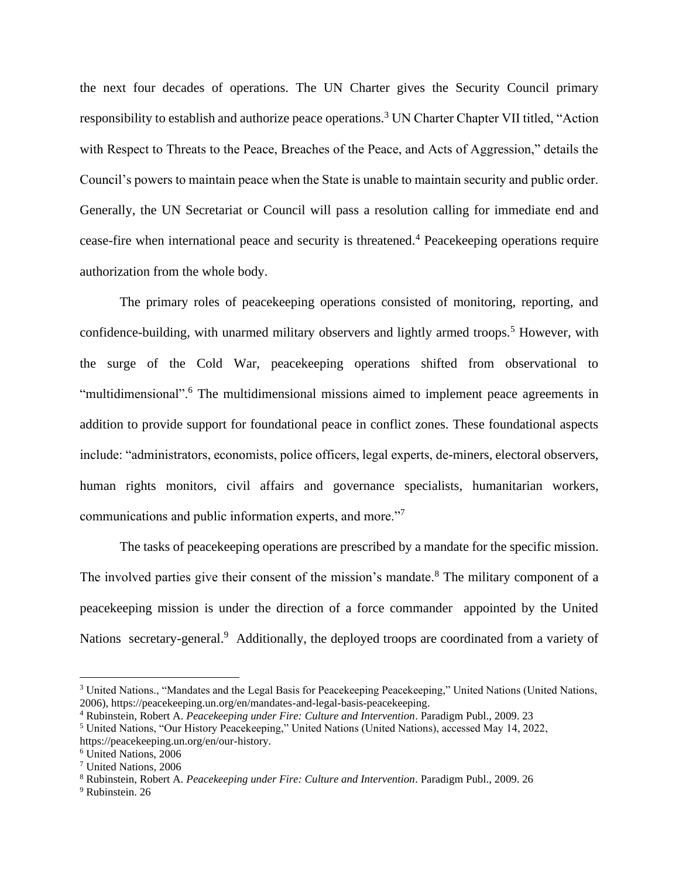the next four decades of operations. The UN Charter gives the Security Council primary responsibility to establish and authorize peace operations.[3] UN Charter Chapter VII titled, "Action with Respect to Threats to the Peace, Breaches of the Peace, and Acts of Aggression," details the Council's powers to maintain peace when the State is unable to maintain security and public order. Generally, the UN Secretariat or Council will pass a resolution calling for immediate end and cease-fire when international peace and security is threatened.[4] Peacekeeping operations require authorization from the whole body.

The primary roles of peacekeeping operations consisted of monitoring, reporting, and confidence-building, with unarmed military observers and lightly armed troops.[5] However, with the surge of the Cold War, peacekeeping operations shifted from observational to "multidimensional".[6] The multidimensional missions aimed to implement peace agreements in addition to provide support for foundational peace in conflict zones. These foundational aspects include: "administrators, economists, police officers, legal experts, de-miners, electoral observers, human rights monitors, civil affairs and governance specialists, humanitarian workers, communications and public information experts, and more."[7]

The tasks of peacekeeping operations are prescribed by a mandate for the specific mission. The involved parties give their consent of the mission's mandate.[8] The military component of a peacekeeping mission is under the direction of a force commander appointed by the United Nations secretary-general.[9] Additionally, the deployed troops are coordinated from a variety of

---

[3] United Nations., "Mandates and the Legal Basis for Peacekeeping Peacekeeping," United Nations (United Nations, 2006), https://peacekeeping.un.org/en/mandates-and-legal-basis-peacekeeping.

[4] Rubinstein, Robert A. *Peacekeeping under Fire: Culture and Intervention*. Paradigm Publ., 2009. 23

[5] United Nations, "Our History Peacekeeping," United Nations (United Nations), accessed May 14, 2022, https://peacekeeping.un.org/en/our-history.

[6] United Nations, 2006

[7] United Nations, 2006

[8] Rubinstein, Robert A. *Peacekeeping under Fire: Culture and Intervention*. Paradigm Publ., 2009. 26

[9] Rubinstein. 26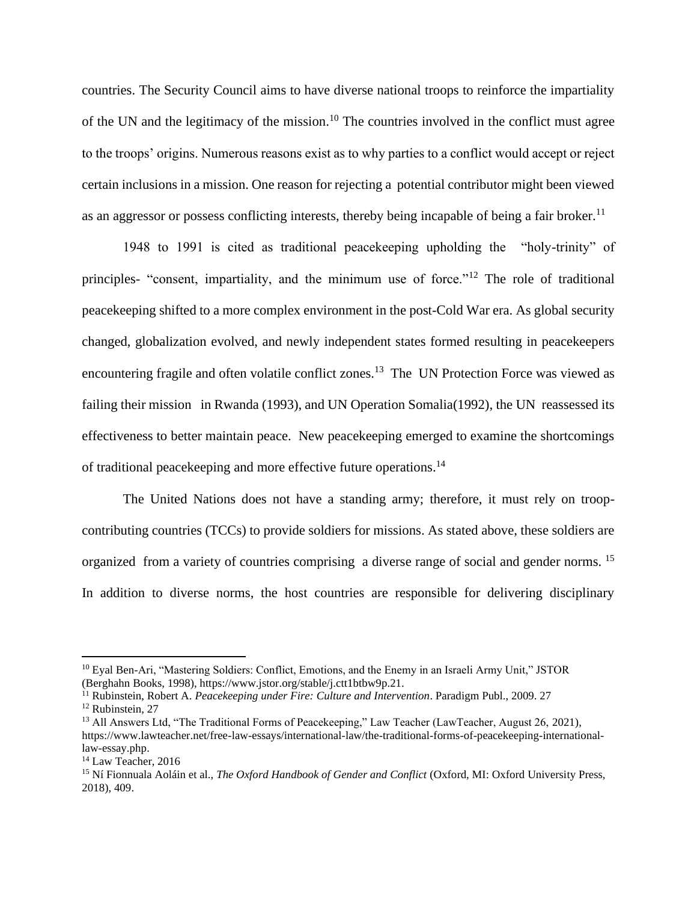countries. The Security Council aims to have diverse national troops to reinforce the impartiality of the UN and the legitimacy of the mission.[10] The countries involved in the conflict must agree to the troops' origins. Numerous reasons exist as to why parties to a conflict would accept or reject certain inclusions in a mission. One reason for rejecting a potential contributor might been viewed as an aggressor or possess conflicting interests, thereby being incapable of being a fair broker.[11]

1948 to 1991 is cited as traditional peacekeeping upholding the "holy-trinity" of principles- "consent, impartiality, and the minimum use of force."[12] The role of traditional peacekeeping shifted to a more complex environment in the post-Cold War era. As global security changed, globalization evolved, and newly independent states formed resulting in peacekeepers encountering fragile and often volatile conflict zones.[13] The UN Protection Force was viewed as failing their mission in Rwanda (1993), and UN Operation Somalia(1992), the UN reassessed its effectiveness to better maintain peace. New peacekeeping emerged to examine the shortcomings of traditional peacekeeping and more effective future operations.[14]

The United Nations does not have a standing army; therefore, it must rely on troop-contributing countries (TCCs) to provide soldiers for missions. As stated above, these soldiers are organized from a variety of countries comprising a diverse range of social and gender norms. [15] In addition to diverse norms, the host countries are responsible for delivering disciplinary

---

[10] Eyal Ben-Ari, "Mastering Soldiers: Conflict, Emotions, and the Enemy in an Israeli Army Unit," JSTOR (Berghahn Books, 1998), https://www.jstor.org/stable/j.ctt1btbw9p.21.

[11] Rubinstein, Robert A. *Peacekeeping under Fire: Culture and Intervention*. Paradigm Publ., 2009. 27

[12] Rubinstein, 27

[13] All Answers Ltd, "The Traditional Forms of Peacekeeping," Law Teacher (LawTeacher, August 26, 2021), https://www.lawteacher.net/free-law-essays/international-law/the-traditional-forms-of-peacekeeping-international-law-essay.php.

[14] Law Teacher, 2016

[15] Ní Fionnuala Aoláin et al., *The Oxford Handbook of Gender and Conflict* (Oxford, MI: Oxford University Press, 2018), 409.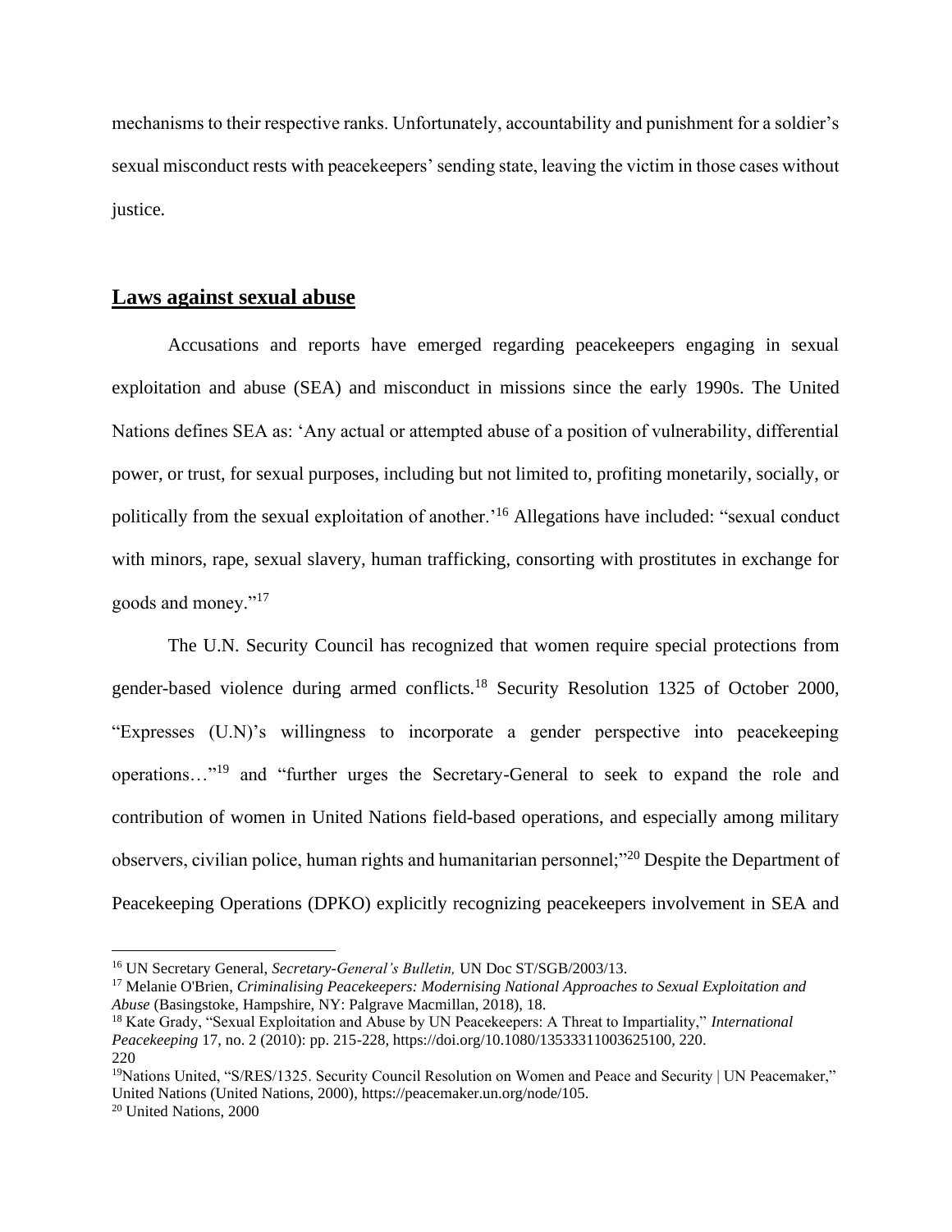mechanisms to their respective ranks. Unfortunately, accountability and punishment for a soldier's sexual misconduct rests with peacekeepers' sending state, leaving the victim in those cases without justice.

## Laws against sexual abuse

Accusations and reports have emerged regarding peacekeepers engaging in sexual exploitation and abuse (SEA) and misconduct in missions since the early 1990s. The United Nations defines SEA as: 'Any actual or attempted abuse of a position of vulnerability, differential power, or trust, for sexual purposes, including but not limited to, profiting monetarily, socially, or politically from the sexual exploitation of another.'[16] Allegations have included: "sexual conduct with minors, rape, sexual slavery, human trafficking, consorting with prostitutes in exchange for goods and money."[17]

The U.N. Security Council has recognized that women require special protections from gender-based violence during armed conflicts.[18] Security Resolution 1325 of October 2000, "Expresses (U.N)'s willingness to incorporate a gender perspective into peacekeeping operations…"[19] and "further urges the Secretary-General to seek to expand the role and contribution of women in United Nations field-based operations, and especially among military observers, civilian police, human rights and humanitarian personnel;"[20] Despite the Department of Peacekeeping Operations (DPKO) explicitly recognizing peacekeepers involvement in SEA and

---

[16] UN Secretary General, *Secretary-General's Bulletin,* UN Doc ST/SGB/2003/13.

[17] Melanie O'Brien, *Criminalising Peacekeepers: Modernising National Approaches to Sexual Exploitation and Abuse* (Basingstoke, Hampshire, NY: Palgrave Macmillan, 2018), 18.

[18] Kate Grady, "Sexual Exploitation and Abuse by UN Peacekeepers: A Threat to Impartiality," *International Peacekeeping* 17, no. 2 (2010): pp. 215-228, https://doi.org/10.1080/13533311003625100, 220. 220

[19] Nations United, "S/RES/1325. Security Council Resolution on Women and Peace and Security | UN Peacemaker," United Nations (United Nations, 2000), https://peacemaker.un.org/node/105.

[20] United Nations, 2000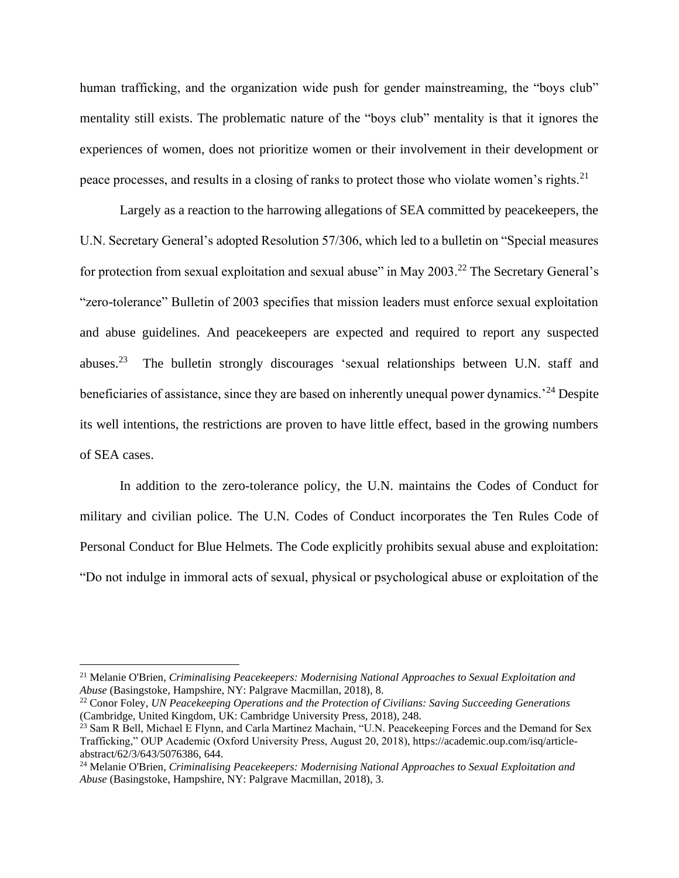human trafficking, and the organization wide push for gender mainstreaming, the "boys club" mentality still exists. The problematic nature of the "boys club" mentality is that it ignores the experiences of women, does not prioritize women or their involvement in their development or peace processes, and results in a closing of ranks to protect those who violate women's rights.[21]

Largely as a reaction to the harrowing allegations of SEA committed by peacekeepers, the U.N. Secretary General's adopted Resolution 57/306, which led to a bulletin on "Special measures for protection from sexual exploitation and sexual abuse" in May 2003.[22] The Secretary General's "zero-tolerance" Bulletin of 2003 specifies that mission leaders must enforce sexual exploitation and abuse guidelines. And peacekeepers are expected and required to report any suspected abuses.[23] The bulletin strongly discourages 'sexual relationships between U.N. staff and beneficiaries of assistance, since they are based on inherently unequal power dynamics.'[24] Despite its well intentions, the restrictions are proven to have little effect, based in the growing numbers of SEA cases.

In addition to the zero-tolerance policy, the U.N. maintains the Codes of Conduct for military and civilian police. The U.N. Codes of Conduct incorporates the Ten Rules Code of Personal Conduct for Blue Helmets. The Code explicitly prohibits sexual abuse and exploitation: "Do not indulge in immoral acts of sexual, physical or psychological abuse or exploitation of the

---

[21] Melanie O'Brien, *Criminalising Peacekeepers: Modernising National Approaches to Sexual Exploitation and Abuse* (Basingstoke, Hampshire, NY: Palgrave Macmillan, 2018), 8.

[22] Conor Foley, *UN Peacekeeping Operations and the Protection of Civilians: Saving Succeeding Generations* (Cambridge, United Kingdom, UK: Cambridge University Press, 2018), 248.

[23] Sam R Bell, Michael E Flynn, and Carla Martinez Machain, "U.N. Peacekeeping Forces and the Demand for Sex Trafficking," OUP Academic (Oxford University Press, August 20, 2018), https://academic.oup.com/isq/article-abstract/62/3/643/5076386, 644.

[24] Melanie O'Brien, *Criminalising Peacekeepers: Modernising National Approaches to Sexual Exploitation and Abuse* (Basingstoke, Hampshire, NY: Palgrave Macmillan, 2018), 3.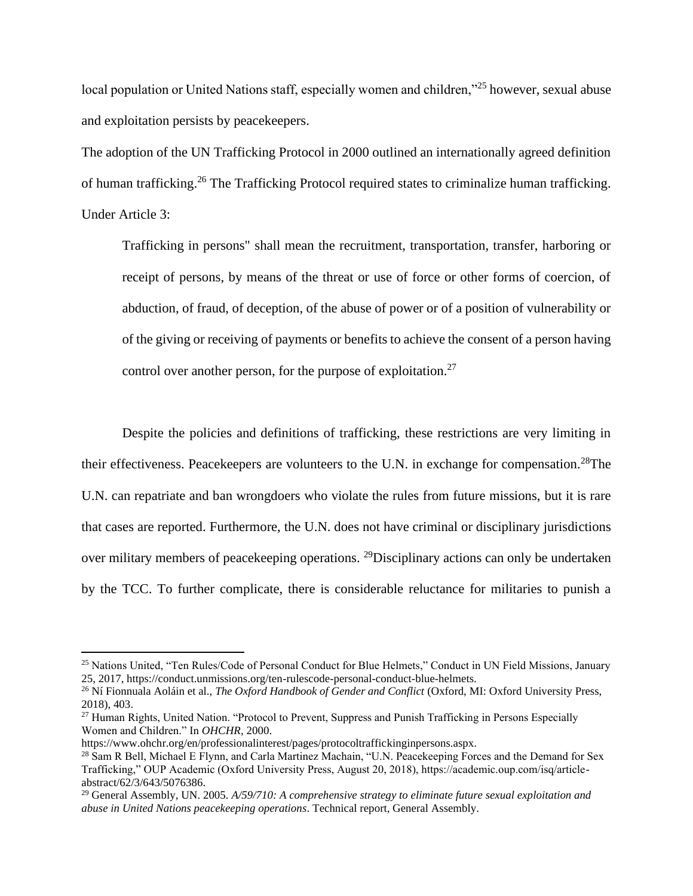local population or United Nations staff, especially women and children,"[25] however, sexual abuse and exploitation persists by peacekeepers.

The adoption of the UN Trafficking Protocol in 2000 outlined an internationally agreed definition of human trafficking.[26] The Trafficking Protocol required states to criminalize human trafficking. Under Article 3:

> Trafficking in persons" shall mean the recruitment, transportation, transfer, harboring or receipt of persons, by means of the threat or use of force or other forms of coercion, of abduction, of fraud, of deception, of the abuse of power or of a position of vulnerability or of the giving or receiving of payments or benefits to achieve the consent of a person having control over another person, for the purpose of exploitation.[27]

Despite the policies and definitions of trafficking, these restrictions are very limiting in their effectiveness. Peacekeepers are volunteers to the U.N. in exchange for compensation.[28]The U.N. can repatriate and ban wrongdoers who violate the rules from future missions, but it is rare that cases are reported. Furthermore, the U.N. does not have criminal or disciplinary jurisdictions over military members of peacekeeping operations. [29]Disciplinary actions can only be undertaken by the TCC. To further complicate, there is considerable reluctance for militaries to punish a

---

[25] Nations United, "Ten Rules/Code of Personal Conduct for Blue Helmets," Conduct in UN Field Missions, January 25, 2017, https://conduct.unmissions.org/ten-rulescode-personal-conduct-blue-helmets.

[26] Ní Fionnuala Aoláin et al., *The Oxford Handbook of Gender and Conflict* (Oxford, MI: Oxford University Press, 2018), 403.

[27] Human Rights, United Nation. "Protocol to Prevent, Suppress and Punish Trafficking in Persons Especially Women and Children." In *OHCHR*, 2000. https://www.ohchr.org/en/professionalinterest/pages/protocoltraffickinginpersons.aspx.

[28] Sam R Bell, Michael E Flynn, and Carla Martinez Machain, "U.N. Peacekeeping Forces and the Demand for Sex Trafficking," OUP Academic (Oxford University Press, August 20, 2018), https://academic.oup.com/isq/article-abstract/62/3/643/5076386.

[29] General Assembly, UN. 2005. *A/59/710: A comprehensive strategy to eliminate future sexual exploitation and abuse in United Nations peacekeeping operations*. Technical report, General Assembly.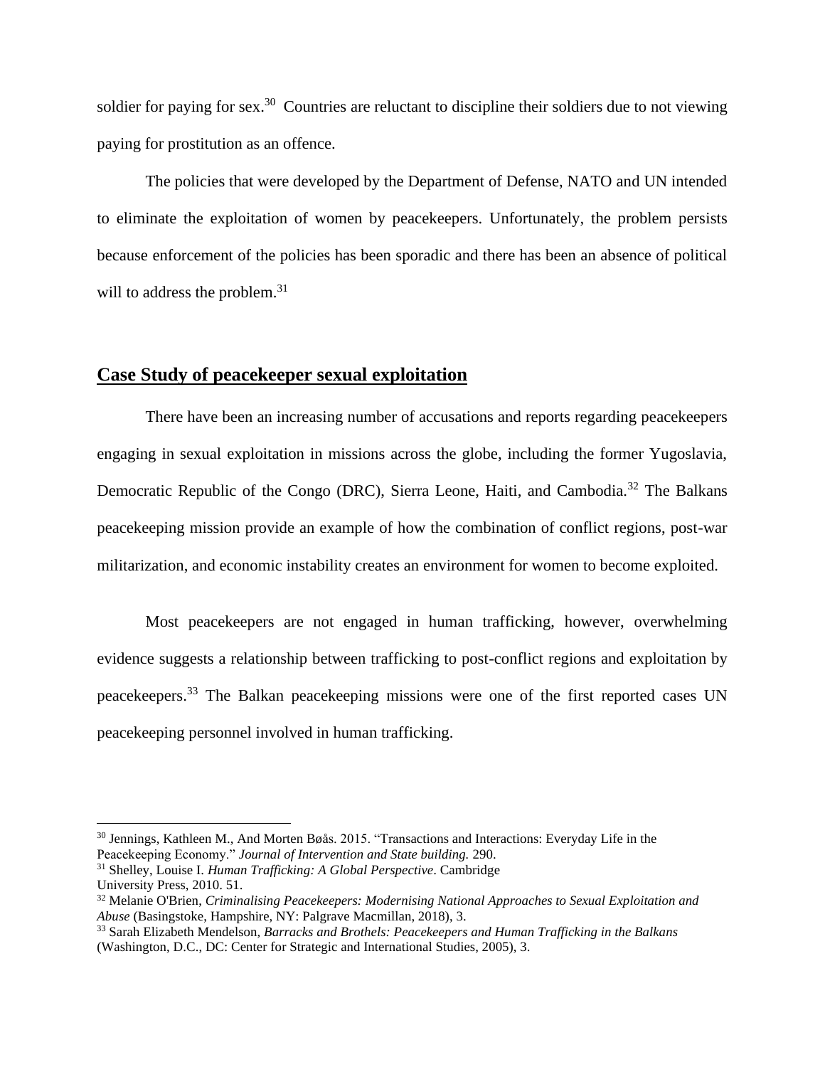soldier for paying for sex.[30] Countries are reluctant to discipline their soldiers due to not viewing paying for prostitution as an offence.

The policies that were developed by the Department of Defense, NATO and UN intended to eliminate the exploitation of women by peacekeepers. Unfortunately, the problem persists because enforcement of the policies has been sporadic and there has been an absence of political will to address the problem.[31]

## <u>**Case Study of peacekeeper sexual exploitation**</u>

There have been an increasing number of accusations and reports regarding peacekeepers engaging in sexual exploitation in missions across the globe, including the former Yugoslavia, Democratic Republic of the Congo (DRC), Sierra Leone, Haiti, and Cambodia.[32] The Balkans peacekeeping mission provide an example of how the combination of conflict regions, post-war militarization, and economic instability creates an environment for women to become exploited.

Most peacekeepers are not engaged in human trafficking, however, overwhelming evidence suggests a relationship between trafficking to post-conflict regions and exploitation by peacekeepers.[33] The Balkan peacekeeping missions were one of the first reported cases UN peacekeeping personnel involved in human trafficking.

---

[30] Jennings, Kathleen M., And Morten Bøås. 2015. "Transactions and Interactions: Everyday Life in the Peacekeeping Economy." *Journal of Intervention and State building.* 290.

[31] Shelley, Louise I. *Human Trafficking: A Global Perspective*. Cambridge University Press, 2010. 51.

[32] Melanie O'Brien, *Criminalising Peacekeepers: Modernising National Approaches to Sexual Exploitation and Abuse* (Basingstoke, Hampshire, NY: Palgrave Macmillan, 2018), 3.

[33] Sarah Elizabeth Mendelson, *Barracks and Brothels: Peacekeepers and Human Trafficking in the Balkans* (Washington, D.C., DC: Center for Strategic and International Studies, 2005), 3.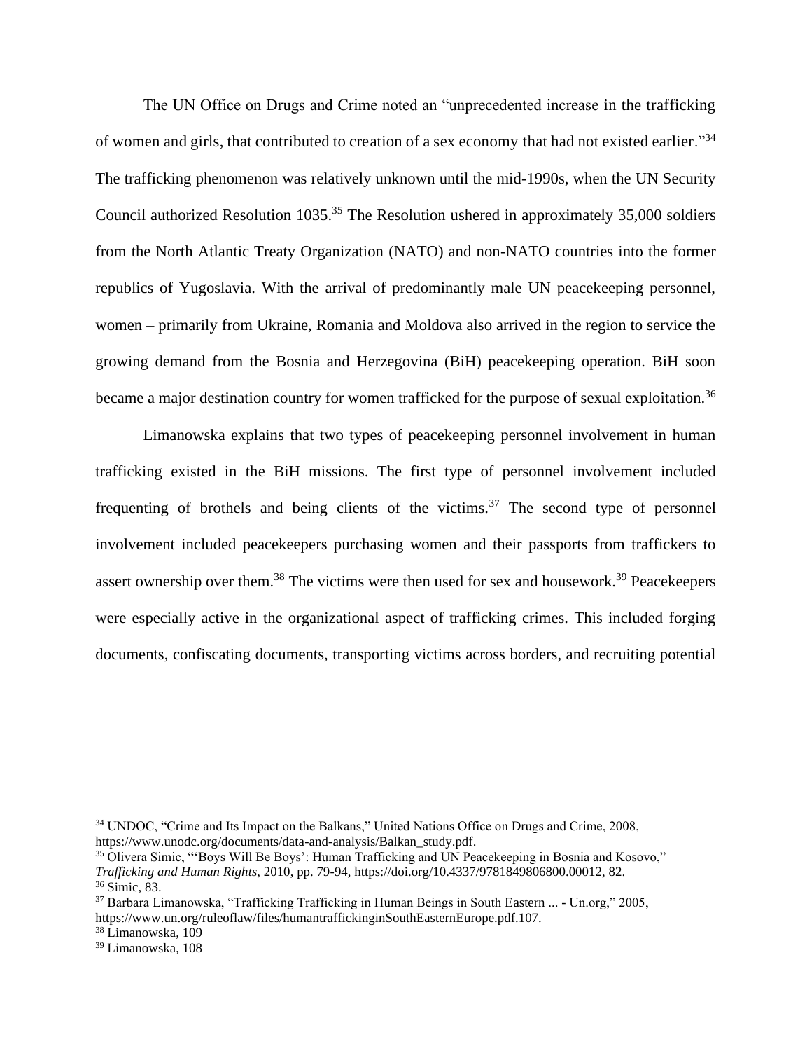The UN Office on Drugs and Crime noted an "unprecedented increase in the trafficking of women and girls, that contributed to creation of a sex economy that had not existed earlier."[34] The trafficking phenomenon was relatively unknown until the mid-1990s, when the UN Security Council authorized Resolution 1035.[35] The Resolution ushered in approximately 35,000 soldiers from the North Atlantic Treaty Organization (NATO) and non-NATO countries into the former republics of Yugoslavia. With the arrival of predominantly male UN peacekeeping personnel, women – primarily from Ukraine, Romania and Moldova also arrived in the region to service the growing demand from the Bosnia and Herzegovina (BiH) peacekeeping operation. BiH soon became a major destination country for women trafficked for the purpose of sexual exploitation.[36]

Limanowska explains that two types of peacekeeping personnel involvement in human trafficking existed in the BiH missions. The first type of personnel involvement included frequenting of brothels and being clients of the victims.[37] The second type of personnel involvement included peacekeepers purchasing women and their passports from traffickers to assert ownership over them.[38] The victims were then used for sex and housework.[39] Peacekeepers were especially active in the organizational aspect of trafficking crimes. This included forging documents, confiscating documents, transporting victims across borders, and recruiting potential

---

[34] UNDOC, "Crime and Its Impact on the Balkans," United Nations Office on Drugs and Crime, 2008, https://www.unodc.org/documents/data-and-analysis/Balkan_study.pdf.

[35] Olivera Simic, "'Boys Will Be Boys': Human Trafficking and UN Peacekeeping in Bosnia and Kosovo," *Trafficking and Human Rights*, 2010, pp. 79-94, https://doi.org/10.4337/9781849806800.00012, 82.

[36] Simic, 83.

[37] Barbara Limanowska, "Trafficking Trafficking in Human Beings in South Eastern ... - Un.org," 2005, https://www.un.org/ruleoflaw/files/humantraffickinginSouthEasternEurope.pdf.107.

[38] Limanowska, 109

[39] Limanowska, 108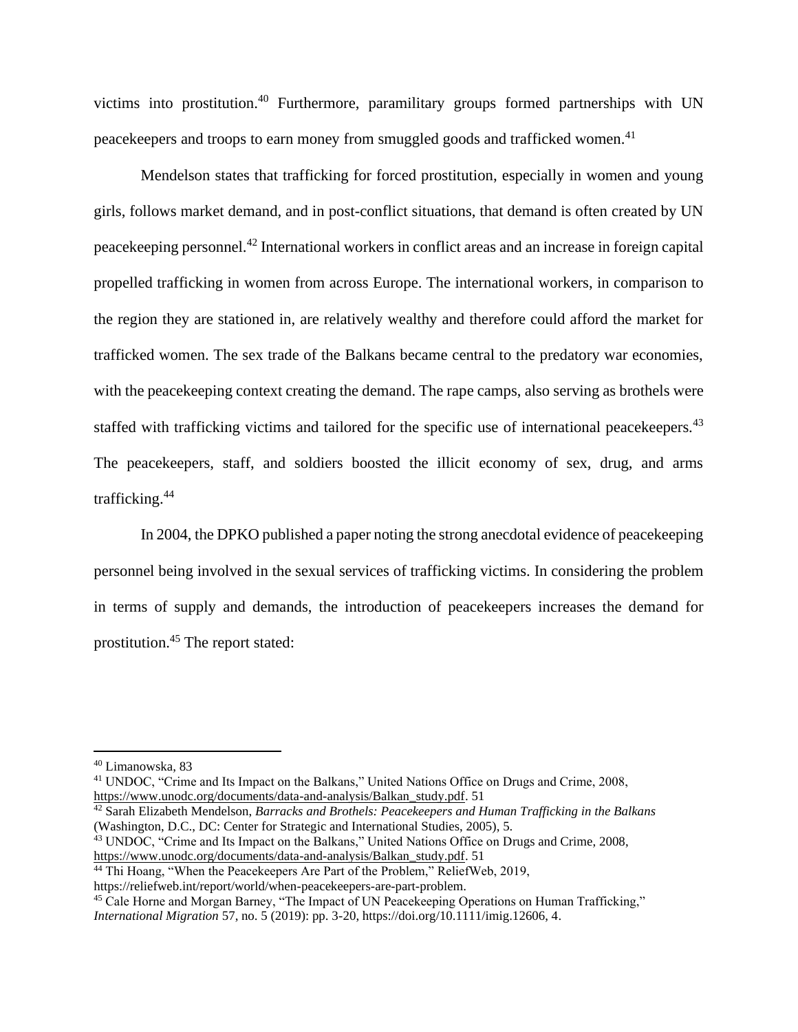victims into prostitution.[40] Furthermore, paramilitary groups formed partnerships with UN peacekeepers and troops to earn money from smuggled goods and trafficked women.[41]

Mendelson states that trafficking for forced prostitution, especially in women and young girls, follows market demand, and in post-conflict situations, that demand is often created by UN peacekeeping personnel.[42] International workers in conflict areas and an increase in foreign capital propelled trafficking in women from across Europe. The international workers, in comparison to the region they are stationed in, are relatively wealthy and therefore could afford the market for trafficked women. The sex trade of the Balkans became central to the predatory war economies, with the peacekeeping context creating the demand. The rape camps, also serving as brothels were staffed with trafficking victims and tailored for the specific use of international peacekeepers.[43] The peacekeepers, staff, and soldiers boosted the illicit economy of sex, drug, and arms trafficking.[44]

In 2004, the DPKO published a paper noting the strong anecdotal evidence of peacekeeping personnel being involved in the sexual services of trafficking victims. In considering the problem in terms of supply and demands, the introduction of peacekeepers increases the demand for prostitution.[45] The report stated:

---

[40] Limanowska, 83

[41] UNDOC, "Crime and Its Impact on the Balkans," United Nations Office on Drugs and Crime, 2008, https://www.unodc.org/documents/data-and-analysis/Balkan_study.pdf. 51

[42] Sarah Elizabeth Mendelson, *Barracks and Brothels: Peacekeepers and Human Trafficking in the Balkans* (Washington, D.C., DC: Center for Strategic and International Studies, 2005), 5.

[43] UNDOC, "Crime and Its Impact on the Balkans," United Nations Office on Drugs and Crime, 2008, https://www.unodc.org/documents/data-and-analysis/Balkan_study.pdf. 51

[44] Thi Hoang, "When the Peacekeepers Are Part of the Problem," ReliefWeb, 2019, https://reliefweb.int/report/world/when-peacekeepers-are-part-problem.

[45] Cale Horne and Morgan Barney, "The Impact of UN Peacekeeping Operations on Human Trafficking," *International Migration* 57, no. 5 (2019): pp. 3-20, https://doi.org/10.1111/imig.12606, 4.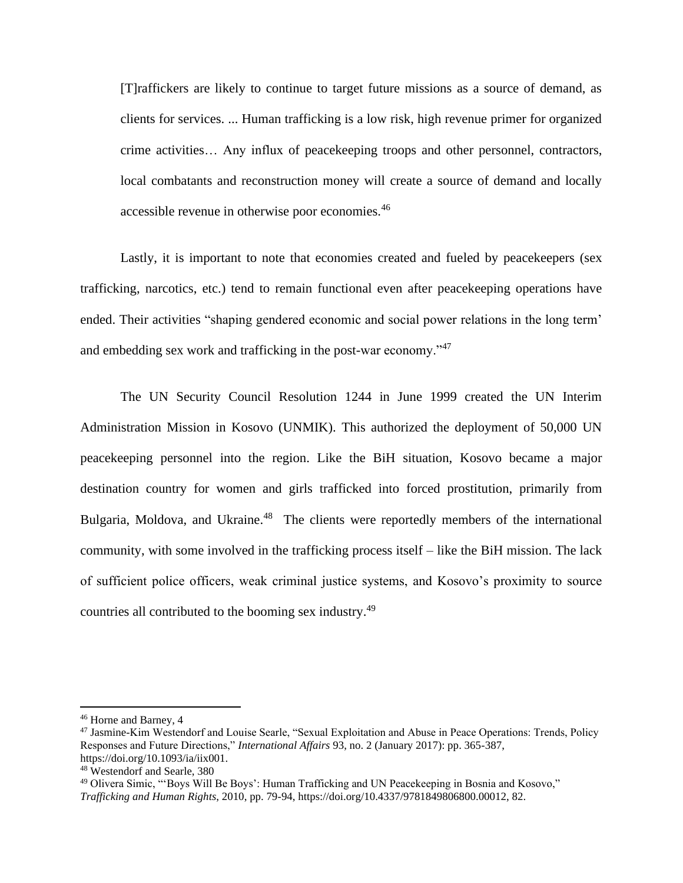> [T]raffickers are likely to continue to target future missions as a source of demand, as clients for services. ... Human trafficking is a low risk, high revenue primer for organized crime activities… Any influx of peacekeeping troops and other personnel, contractors, local combatants and reconstruction money will create a source of demand and locally accessible revenue in otherwise poor economies.[46]

Lastly, it is important to note that economies created and fueled by peacekeepers (sex trafficking, narcotics, etc.) tend to remain functional even after peacekeeping operations have ended. Their activities "shaping gendered economic and social power relations in the long term' and embedding sex work and trafficking in the post-war economy."[47]

The UN Security Council Resolution 1244 in June 1999 created the UN Interim Administration Mission in Kosovo (UNMIK). This authorized the deployment of 50,000 UN peacekeeping personnel into the region. Like the BiH situation, Kosovo became a major destination country for women and girls trafficked into forced prostitution, primarily from Bulgaria, Moldova, and Ukraine.[48] The clients were reportedly members of the international community, with some involved in the trafficking process itself – like the BiH mission. The lack of sufficient police officers, weak criminal justice systems, and Kosovo's proximity to source countries all contributed to the booming sex industry.[49]

---

[46] Horne and Barney, 4

[47] Jasmine-Kim Westendorf and Louise Searle, "Sexual Exploitation and Abuse in Peace Operations: Trends, Policy Responses and Future Directions," *International Affairs* 93, no. 2 (January 2017): pp. 365-387, https://doi.org/10.1093/ia/iix001.

[48] Westendorf and Searle, 380

[49] Olivera Simic, "'Boys Will Be Boys': Human Trafficking and UN Peacekeeping in Bosnia and Kosovo," *Trafficking and Human Rights*, 2010, pp. 79-94, https://doi.org/10.4337/9781849806800.00012, 82.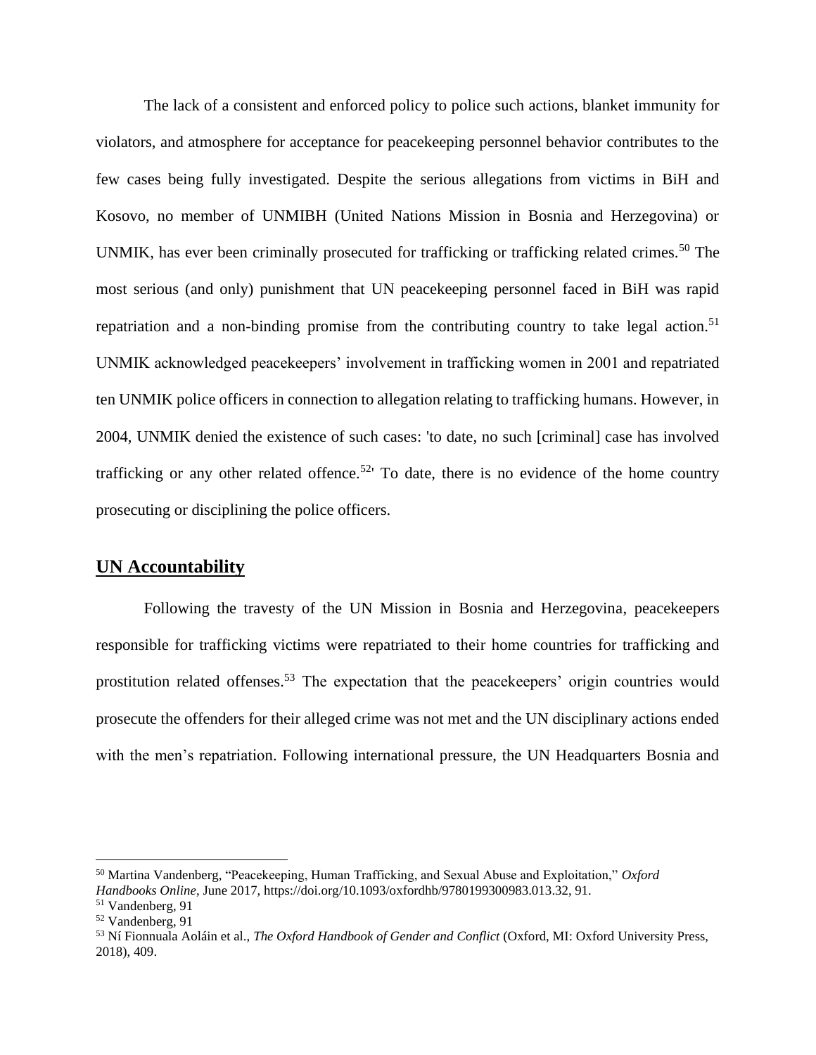The lack of a consistent and enforced policy to police such actions, blanket immunity for violators, and atmosphere for acceptance for peacekeeping personnel behavior contributes to the few cases being fully investigated. Despite the serious allegations from victims in BiH and Kosovo, no member of UNMIBH (United Nations Mission in Bosnia and Herzegovina) or UNMIK, has ever been criminally prosecuted for trafficking or trafficking related crimes.[50] The most serious (and only) punishment that UN peacekeeping personnel faced in BiH was rapid repatriation and a non-binding promise from the contributing country to take legal action.[51] UNMIK acknowledged peacekeepers' involvement in trafficking women in 2001 and repatriated ten UNMIK police officers in connection to allegation relating to trafficking humans. However, in 2004, UNMIK denied the existence of such cases: 'to date, no such [criminal] case has involved trafficking or any other related offence.[52]' To date, there is no evidence of the home country prosecuting or disciplining the police officers.

## UN Accountability

Following the travesty of the UN Mission in Bosnia and Herzegovina, peacekeepers responsible for trafficking victims were repatriated to their home countries for trafficking and prostitution related offenses.[53] The expectation that the peacekeepers' origin countries would prosecute the offenders for their alleged crime was not met and the UN disciplinary actions ended with the men's repatriation. Following international pressure, the UN Headquarters Bosnia and

---

[50] Martina Vandenberg, "Peacekeeping, Human Trafficking, and Sexual Abuse and Exploitation," *Oxford Handbooks Online*, June 2017, https://doi.org/10.1093/oxfordhb/9780199300983.013.32, 91.

[51] Vandenberg, 91

[52] Vandenberg, 91

[53] Ní Fionnuala Aoláin et al., *The Oxford Handbook of Gender and Conflict* (Oxford, MI: Oxford University Press, 2018), 409.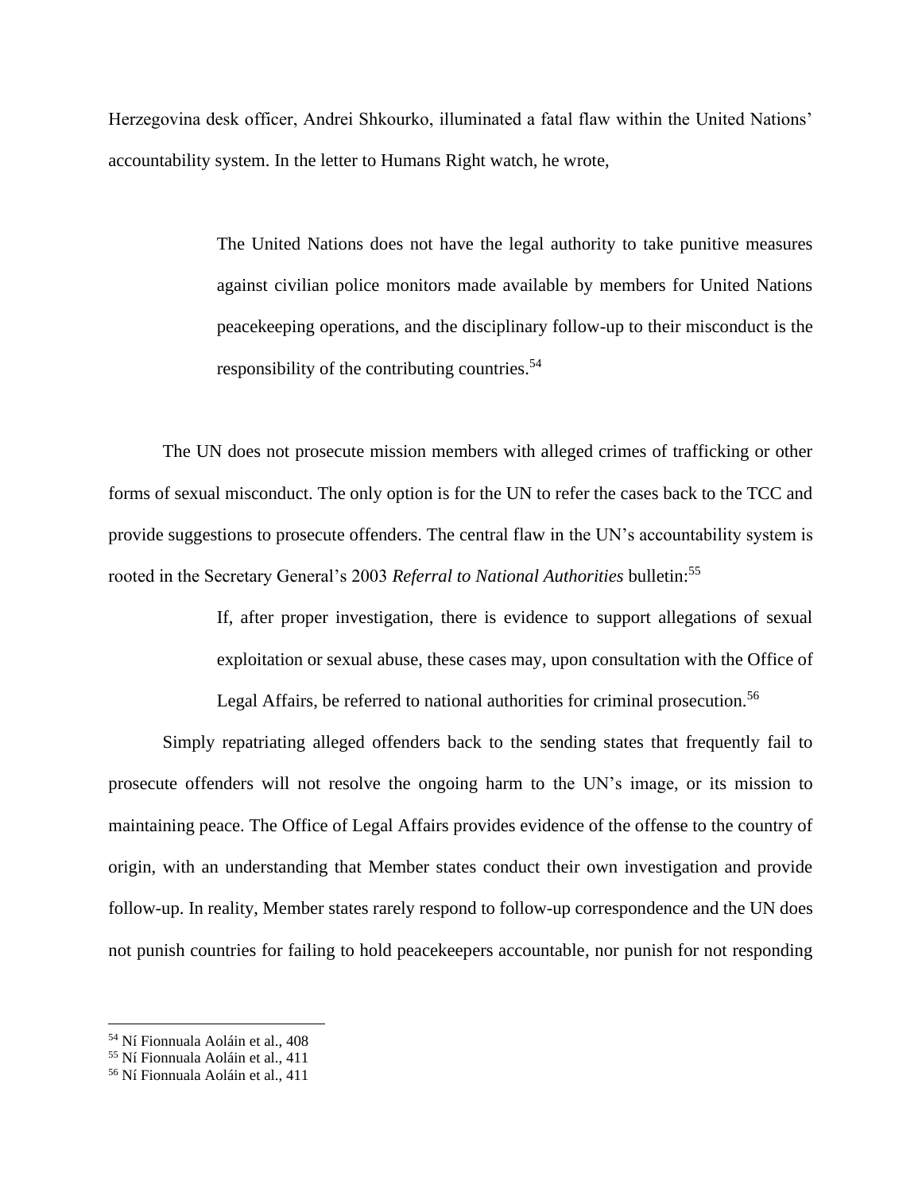Herzegovina desk officer, Andrei Shkourko, illuminated a fatal flaw within the United Nations' accountability system. In the letter to Humans Right watch, he wrote,

> The United Nations does not have the legal authority to take punitive measures against civilian police monitors made available by members for United Nations peacekeeping operations, and the disciplinary follow-up to their misconduct is the responsibility of the contributing countries.[54]

The UN does not prosecute mission members with alleged crimes of trafficking or other forms of sexual misconduct. The only option is for the UN to refer the cases back to the TCC and provide suggestions to prosecute offenders. The central flaw in the UN's accountability system is rooted in the Secretary General's 2003 *Referral to National Authorities* bulletin:[55]

> If, after proper investigation, there is evidence to support allegations of sexual exploitation or sexual abuse, these cases may, upon consultation with the Office of Legal Affairs, be referred to national authorities for criminal prosecution.[56]

Simply repatriating alleged offenders back to the sending states that frequently fail to prosecute offenders will not resolve the ongoing harm to the UN's image, or its mission to maintaining peace. The Office of Legal Affairs provides evidence of the offense to the country of origin, with an understanding that Member states conduct their own investigation and provide follow-up. In reality, Member states rarely respond to follow-up correspondence and the UN does not punish countries for failing to hold peacekeepers accountable, nor punish for not responding

---

[54] Ní Fionnuala Aoláin et al., 408
[55] Ní Fionnuala Aoláin et al., 411
[56] Ní Fionnuala Aoláin et al., 411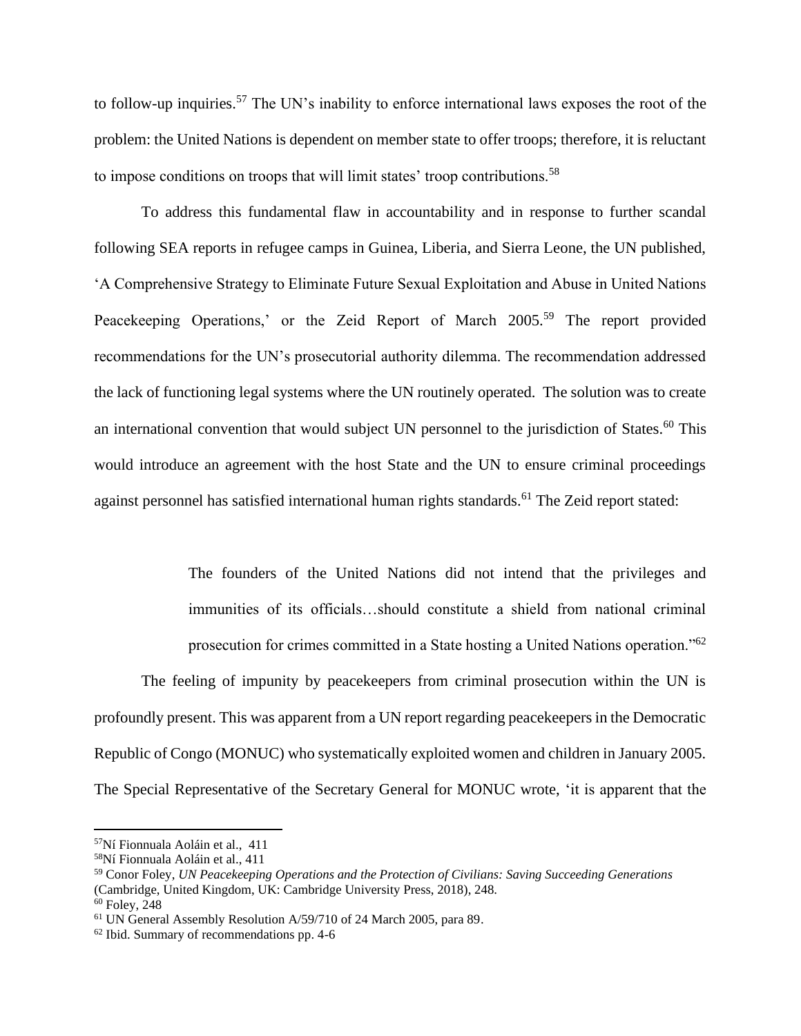to follow-up inquiries.[57] The UN's inability to enforce international laws exposes the root of the problem: the United Nations is dependent on member state to offer troops; therefore, it is reluctant to impose conditions on troops that will limit states' troop contributions.[58]

To address this fundamental flaw in accountability and in response to further scandal following SEA reports in refugee camps in Guinea, Liberia, and Sierra Leone, the UN published, 'A Comprehensive Strategy to Eliminate Future Sexual Exploitation and Abuse in United Nations Peacekeeping Operations,' or the Zeid Report of March 2005.[59] The report provided recommendations for the UN's prosecutorial authority dilemma. The recommendation addressed the lack of functioning legal systems where the UN routinely operated. The solution was to create an international convention that would subject UN personnel to the jurisdiction of States.[60] This would introduce an agreement with the host State and the UN to ensure criminal proceedings against personnel has satisfied international human rights standards.[61] The Zeid report stated:

> The founders of the United Nations did not intend that the privileges and immunities of its officials…should constitute a shield from national criminal prosecution for crimes committed in a State hosting a United Nations operation."[62]

The feeling of impunity by peacekeepers from criminal prosecution within the UN is profoundly present. This was apparent from a UN report regarding peacekeepers in the Democratic Republic of Congo (MONUC) who systematically exploited women and children in January 2005. The Special Representative of the Secretary General for MONUC wrote, 'it is apparent that the

---

[57]Ní Fionnuala Aoláin et al., 411

[58]Ní Fionnuala Aoláin et al., 411

[59] Conor Foley, *UN Peacekeeping Operations and the Protection of Civilians: Saving Succeeding Generations* (Cambridge, United Kingdom, UK: Cambridge University Press, 2018), 248.

[60] Foley, 248

[61] UN General Assembly Resolution A/59/710 of 24 March 2005, para 89.

[62] Ibid. Summary of recommendations pp. 4-6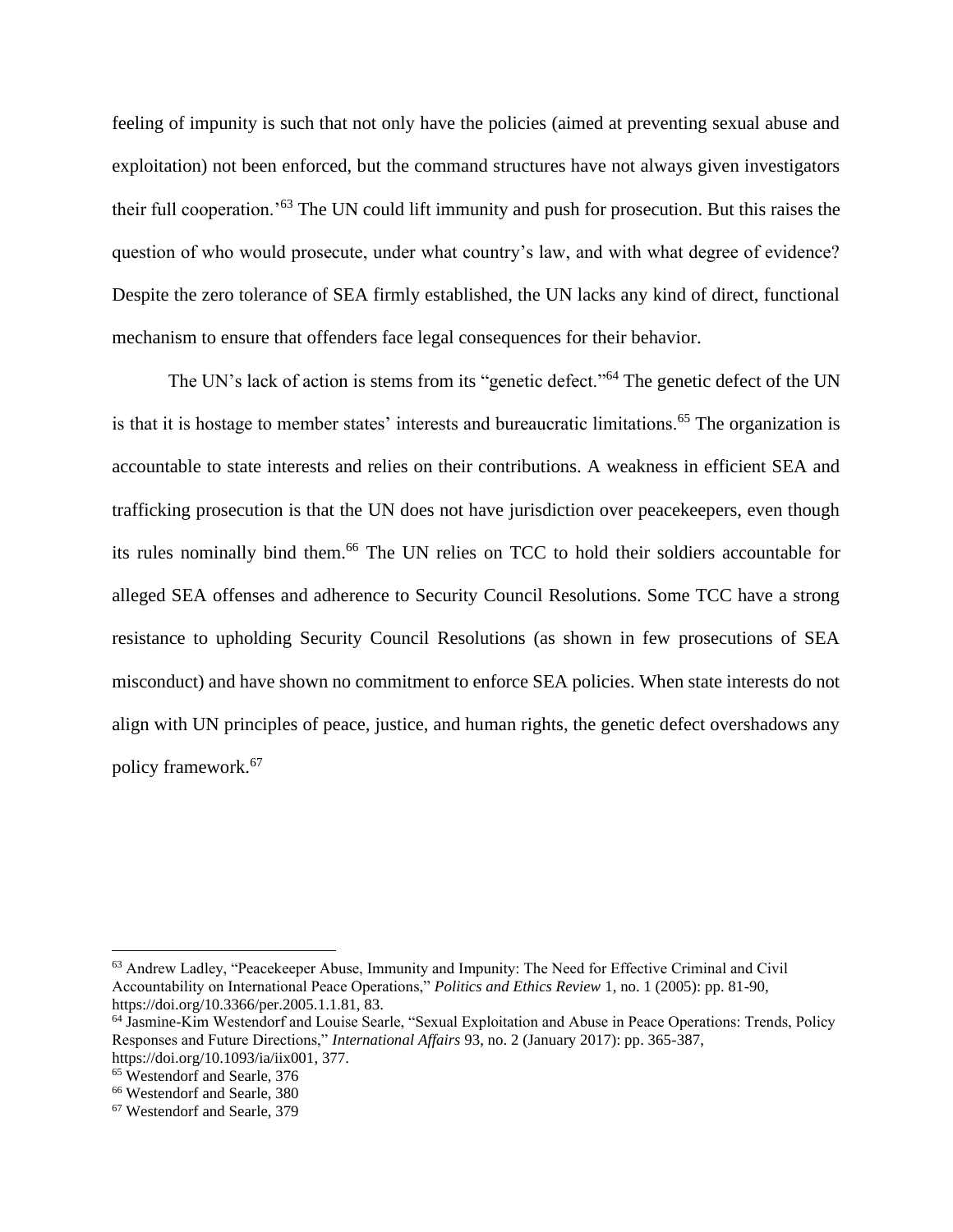feeling of impunity is such that not only have the policies (aimed at preventing sexual abuse and exploitation) not been enforced, but the command structures have not always given investigators their full cooperation.'[63] The UN could lift immunity and push for prosecution. But this raises the question of who would prosecute, under what country's law, and with what degree of evidence? Despite the zero tolerance of SEA firmly established, the UN lacks any kind of direct, functional mechanism to ensure that offenders face legal consequences for their behavior.

The UN's lack of action is stems from its "genetic defect."[64] The genetic defect of the UN is that it is hostage to member states' interests and bureaucratic limitations.[65] The organization is accountable to state interests and relies on their contributions. A weakness in efficient SEA and trafficking prosecution is that the UN does not have jurisdiction over peacekeepers, even though its rules nominally bind them.[66] The UN relies on TCC to hold their soldiers accountable for alleged SEA offenses and adherence to Security Council Resolutions. Some TCC have a strong resistance to upholding Security Council Resolutions (as shown in few prosecutions of SEA misconduct) and have shown no commitment to enforce SEA policies. When state interests do not align with UN principles of peace, justice, and human rights, the genetic defect overshadows any policy framework.[67]

---

[63] Andrew Ladley, "Peacekeeper Abuse, Immunity and Impunity: The Need for Effective Criminal and Civil Accountability on International Peace Operations," *Politics and Ethics Review* 1, no. 1 (2005): pp. 81-90, https://doi.org/10.3366/per.2005.1.1.81, 83.

[64] Jasmine-Kim Westendorf and Louise Searle, "Sexual Exploitation and Abuse in Peace Operations: Trends, Policy Responses and Future Directions," *International Affairs* 93, no. 2 (January 2017): pp. 365-387, https://doi.org/10.1093/ia/iix001, 377.

[65] Westendorf and Searle, 376

[66] Westendorf and Searle, 380

[67] Westendorf and Searle, 379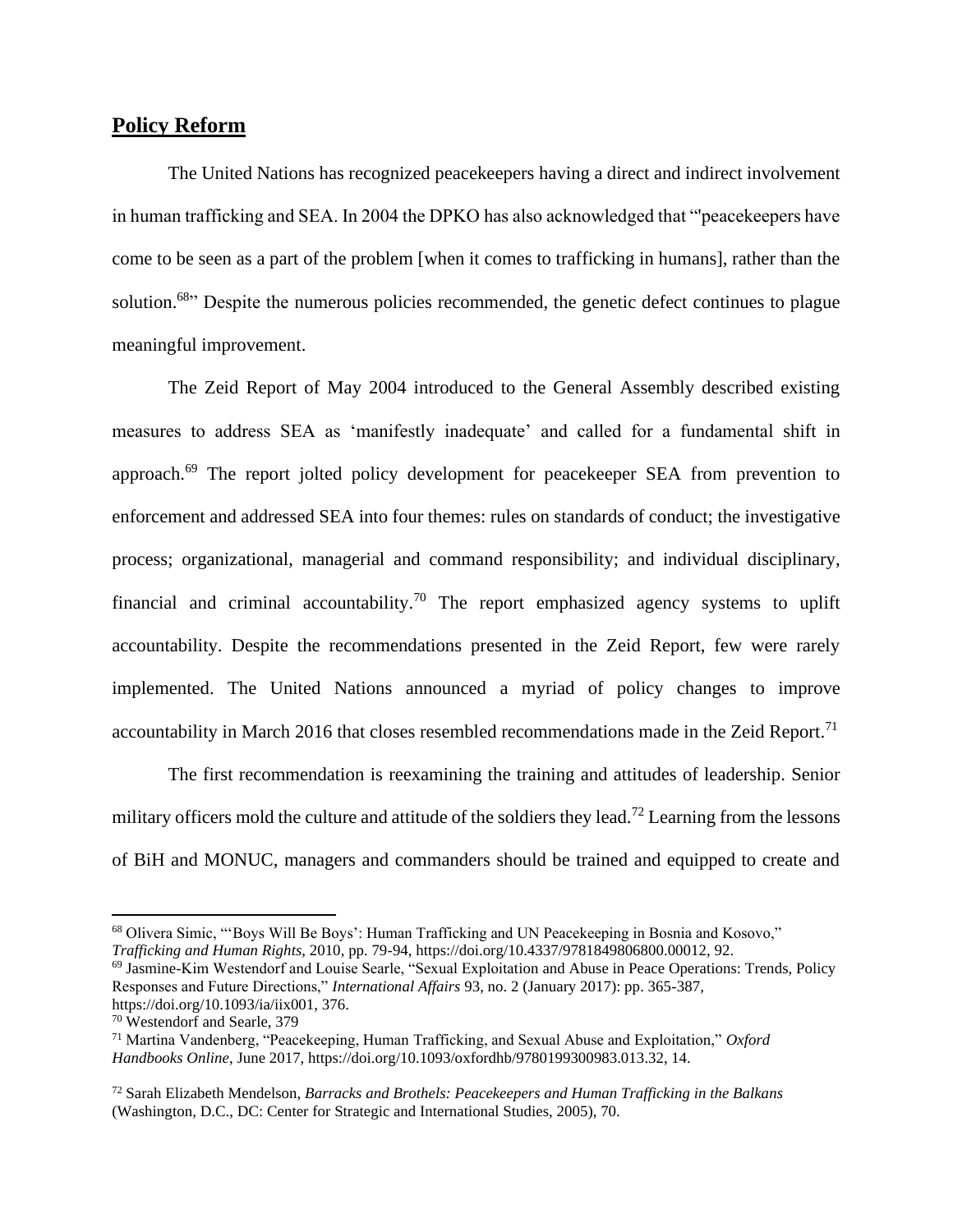## **Policy Reform**

The United Nations has recognized peacekeepers having a direct and indirect involvement in human trafficking and SEA. In 2004 the DPKO has also acknowledged that "'peacekeepers have come to be seen as a part of the problem [when it comes to trafficking in humans], rather than the solution.[68]" Despite the numerous policies recommended, the genetic defect continues to plague meaningful improvement.

The Zeid Report of May 2004 introduced to the General Assembly described existing measures to address SEA as 'manifestly inadequate' and called for a fundamental shift in approach.[69] The report jolted policy development for peacekeeper SEA from prevention to enforcement and addressed SEA into four themes: rules on standards of conduct; the investigative process; organizational, managerial and command responsibility; and individual disciplinary, financial and criminal accountability.[70] The report emphasized agency systems to uplift accountability. Despite the recommendations presented in the Zeid Report, few were rarely implemented. The United Nations announced a myriad of policy changes to improve accountability in March 2016 that closes resembled recommendations made in the Zeid Report.[71]

The first recommendation is reexamining the training and attitudes of leadership. Senior military officers mold the culture and attitude of the soldiers they lead.[72] Learning from the lessons of BiH and MONUC, managers and commanders should be trained and equipped to create and

---

[68] Olivera Simic, "'Boys Will Be Boys': Human Trafficking and UN Peacekeeping in Bosnia and Kosovo," *Trafficking and Human Rights*, 2010, pp. 79-94, https://doi.org/10.4337/9781849806800.00012, 92.

[69] Jasmine-Kim Westendorf and Louise Searle, "Sexual Exploitation and Abuse in Peace Operations: Trends, Policy Responses and Future Directions," *International Affairs* 93, no. 2 (January 2017): pp. 365-387, https://doi.org/10.1093/ia/iix001, 376.

[70] Westendorf and Searle, 379

[71] Martina Vandenberg, "Peacekeeping, Human Trafficking, and Sexual Abuse and Exploitation," *Oxford Handbooks Online*, June 2017, https://doi.org/10.1093/oxfordhb/9780199300983.013.32, 14.

[72] Sarah Elizabeth Mendelson, *Barracks and Brothels: Peacekeepers and Human Trafficking in the Balkans* (Washington, D.C., DC: Center for Strategic and International Studies, 2005), 70.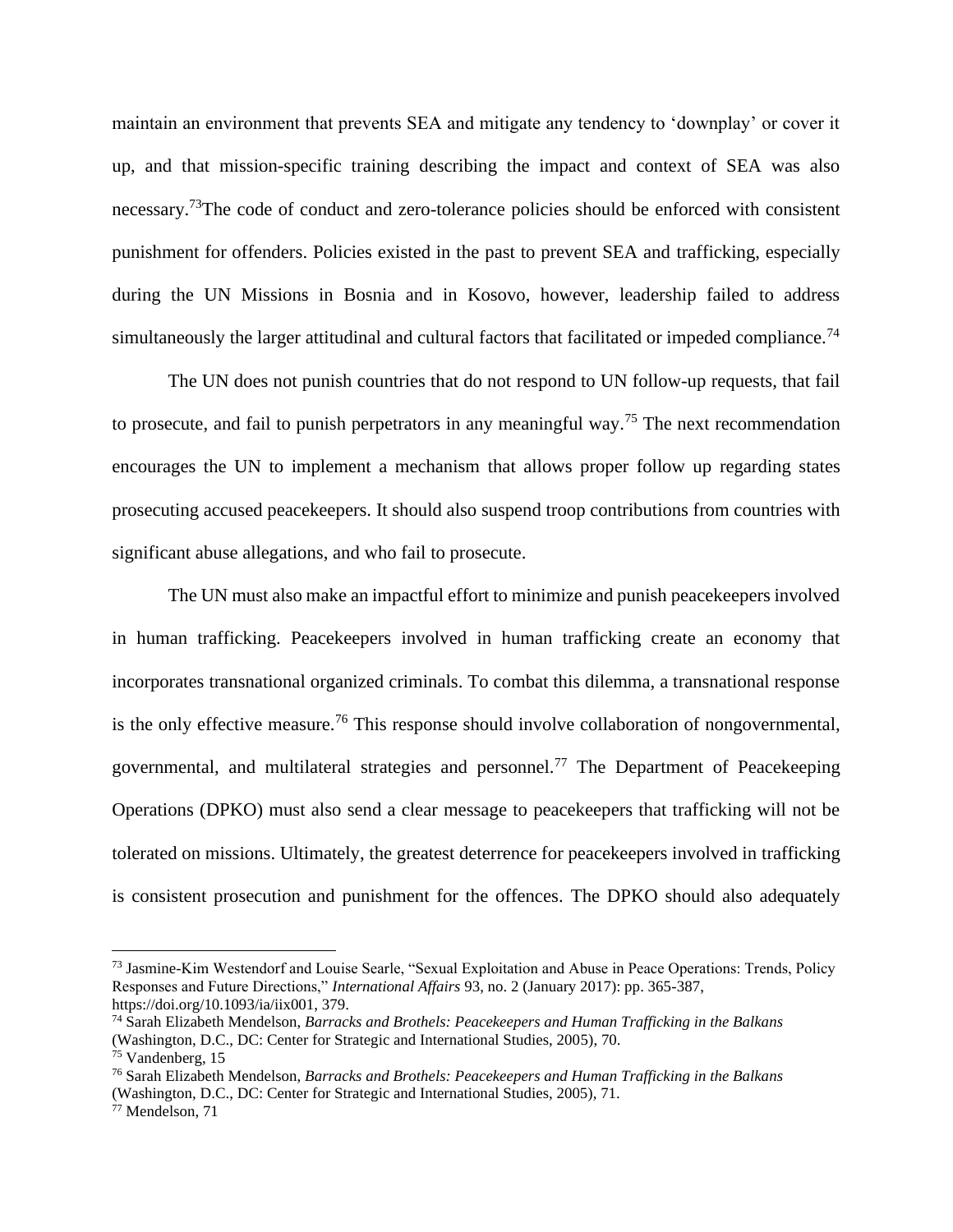maintain an environment that prevents SEA and mitigate any tendency to 'downplay' or cover it up, and that mission-specific training describing the impact and context of SEA was also necessary.[73]The code of conduct and zero-tolerance policies should be enforced with consistent punishment for offenders. Policies existed in the past to prevent SEA and trafficking, especially during the UN Missions in Bosnia and in Kosovo, however, leadership failed to address simultaneously the larger attitudinal and cultural factors that facilitated or impeded compliance.[74]

The UN does not punish countries that do not respond to UN follow-up requests, that fail to prosecute, and fail to punish perpetrators in any meaningful way.[75] The next recommendation encourages the UN to implement a mechanism that allows proper follow up regarding states prosecuting accused peacekeepers. It should also suspend troop contributions from countries with significant abuse allegations, and who fail to prosecute.

The UN must also make an impactful effort to minimize and punish peacekeepers involved in human trafficking. Peacekeepers involved in human trafficking create an economy that incorporates transnational organized criminals. To combat this dilemma, a transnational response is the only effective measure.[76] This response should involve collaboration of nongovernmental, governmental, and multilateral strategies and personnel.[77] The Department of Peacekeeping Operations (DPKO) must also send a clear message to peacekeepers that trafficking will not be tolerated on missions. Ultimately, the greatest deterrence for peacekeepers involved in trafficking is consistent prosecution and punishment for the offences. The DPKO should also adequately

---

[73] Jasmine-Kim Westendorf and Louise Searle, "Sexual Exploitation and Abuse in Peace Operations: Trends, Policy Responses and Future Directions," *International Affairs* 93, no. 2 (January 2017): pp. 365-387, https://doi.org/10.1093/ia/iix001, 379.

[74] Sarah Elizabeth Mendelson, *Barracks and Brothels: Peacekeepers and Human Trafficking in the Balkans* (Washington, D.C., DC: Center for Strategic and International Studies, 2005), 70.

[75] Vandenberg, 15

[76] Sarah Elizabeth Mendelson, *Barracks and Brothels: Peacekeepers and Human Trafficking in the Balkans* (Washington, D.C., DC: Center for Strategic and International Studies, 2005), 71.

[77] Mendelson, 71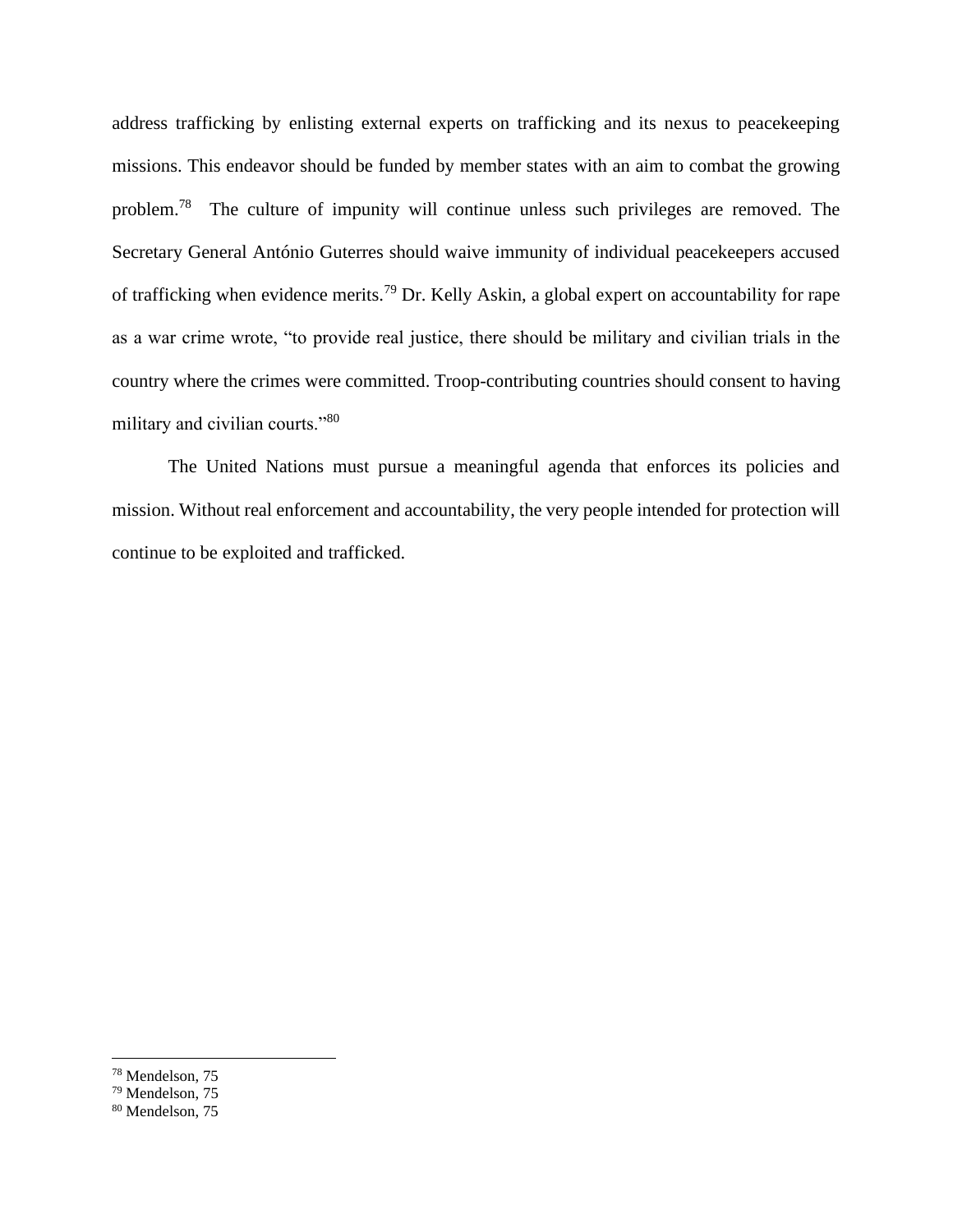address trafficking by enlisting external experts on trafficking and its nexus to peacekeeping missions. This endeavor should be funded by member states with an aim to combat the growing problem.[78] The culture of impunity will continue unless such privileges are removed. The Secretary General António Guterres should waive immunity of individual peacekeepers accused of trafficking when evidence merits.[79] Dr. Kelly Askin, a global expert on accountability for rape as a war crime wrote, "to provide real justice, there should be military and civilian trials in the country where the crimes were committed. Troop-contributing countries should consent to having military and civilian courts."[80]

The United Nations must pursue a meaningful agenda that enforces its policies and mission. Without real enforcement and accountability, the very people intended for protection will continue to be exploited and trafficked.

---

[78] Mendelson, 75
[79] Mendelson, 75
[80] Mendelson, 75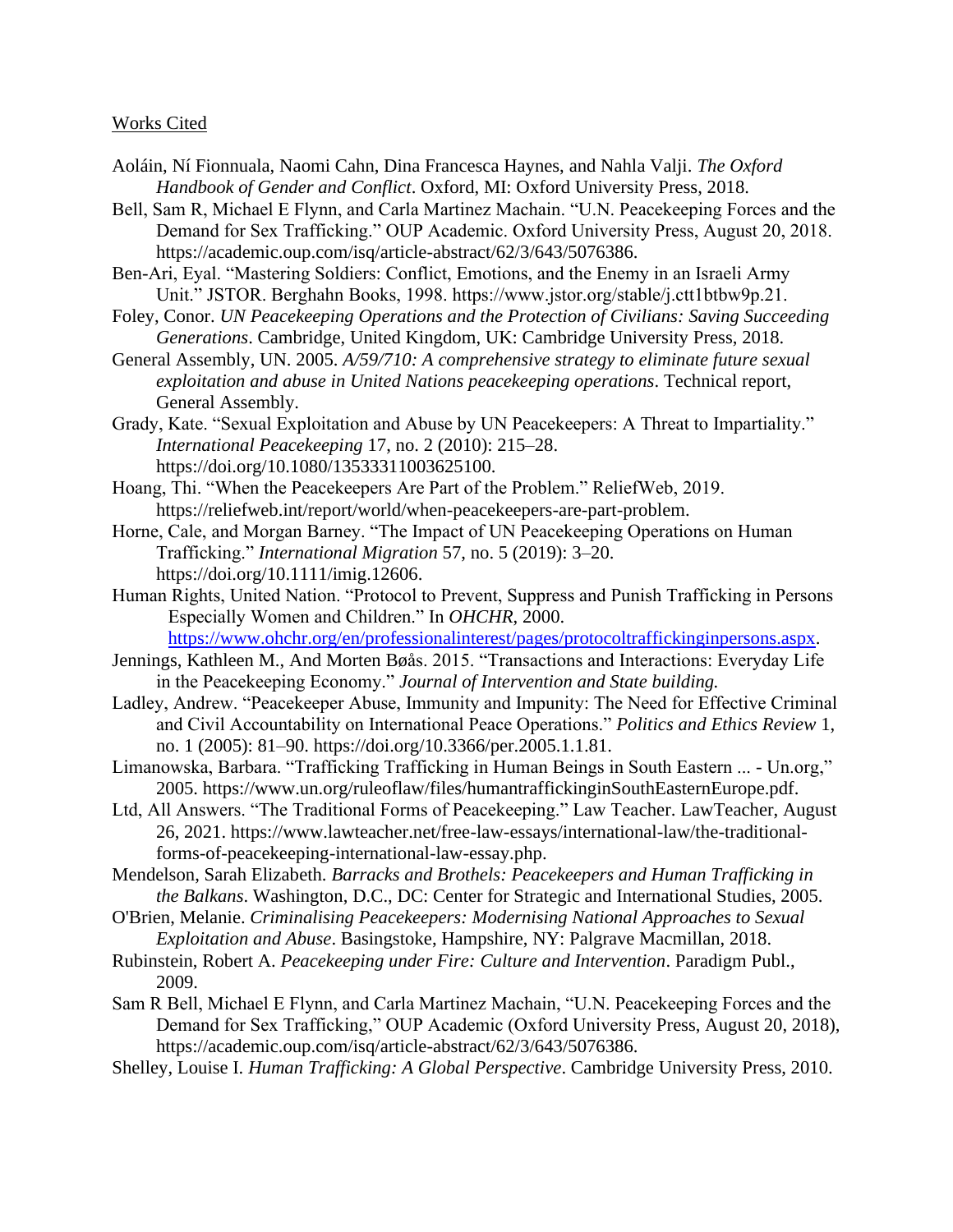Works Cited

Aoláin, Ní Fionnuala, Naomi Cahn, Dina Francesca Haynes, and Nahla Valji. *The Oxford Handbook of Gender and Conflict*. Oxford, MI: Oxford University Press, 2018.

Bell, Sam R, Michael E Flynn, and Carla Martinez Machain. "U.N. Peacekeeping Forces and the Demand for Sex Trafficking." OUP Academic. Oxford University Press, August 20, 2018. https://academic.oup.com/isq/article-abstract/62/3/643/5076386.

Ben-Ari, Eyal. "Mastering Soldiers: Conflict, Emotions, and the Enemy in an Israeli Army Unit." JSTOR. Berghahn Books, 1998. https://www.jstor.org/stable/j.ctt1btbw9p.21.

Foley, Conor. *UN Peacekeeping Operations and the Protection of Civilians: Saving Succeeding Generations*. Cambridge, United Kingdom, UK: Cambridge University Press, 2018.

General Assembly, UN. 2005. *A/59/710: A comprehensive strategy to eliminate future sexual exploitation and abuse in United Nations peacekeeping operations*. Technical report, General Assembly.

Grady, Kate. "Sexual Exploitation and Abuse by UN Peacekeepers: A Threat to Impartiality." *International Peacekeeping* 17, no. 2 (2010): 215–28. https://doi.org/10.1080/13533311003625100.

Hoang, Thi. "When the Peacekeepers Are Part of the Problem." ReliefWeb, 2019. https://reliefweb.int/report/world/when-peacekeepers-are-part-problem.

Horne, Cale, and Morgan Barney. "The Impact of UN Peacekeeping Operations on Human Trafficking." *International Migration* 57, no. 5 (2019): 3–20. https://doi.org/10.1111/imig.12606.

Human Rights, United Nation. "Protocol to Prevent, Suppress and Punish Trafficking in Persons Especially Women and Children." In *OHCHR*, 2000. https://www.ohchr.org/en/professionalinterest/pages/protocoltraffickinginpersons.aspx.

Jennings, Kathleen M., And Morten Bøås. 2015. "Transactions and Interactions: Everyday Life in the Peacekeeping Economy." *Journal of Intervention and State building.*

Ladley, Andrew. "Peacekeeper Abuse, Immunity and Impunity: The Need for Effective Criminal and Civil Accountability on International Peace Operations." *Politics and Ethics Review* 1, no. 1 (2005): 81–90. https://doi.org/10.3366/per.2005.1.1.81.

Limanowska, Barbara. "Trafficking Trafficking in Human Beings in South Eastern ... - Un.org," 2005. https://www.un.org/ruleoflaw/files/humantraffickinginSouthEasternEurope.pdf.

Ltd, All Answers. "The Traditional Forms of Peacekeeping." Law Teacher. LawTeacher, August 26, 2021. https://www.lawteacher.net/free-law-essays/international-law/the-traditional-forms-of-peacekeeping-international-law-essay.php.

Mendelson, Sarah Elizabeth. *Barracks and Brothels: Peacekeepers and Human Trafficking in the Balkans*. Washington, D.C., DC: Center for Strategic and International Studies, 2005.

O'Brien, Melanie. *Criminalising Peacekeepers: Modernising National Approaches to Sexual Exploitation and Abuse*. Basingstoke, Hampshire, NY: Palgrave Macmillan, 2018.

Rubinstein, Robert A. *Peacekeeping under Fire: Culture and Intervention*. Paradigm Publ., 2009.

Sam R Bell, Michael E Flynn, and Carla Martinez Machain, "U.N. Peacekeeping Forces and the Demand for Sex Trafficking," OUP Academic (Oxford University Press, August 20, 2018), https://academic.oup.com/isq/article-abstract/62/3/643/5076386.

Shelley, Louise I. *Human Trafficking: A Global Perspective*. Cambridge University Press, 2010.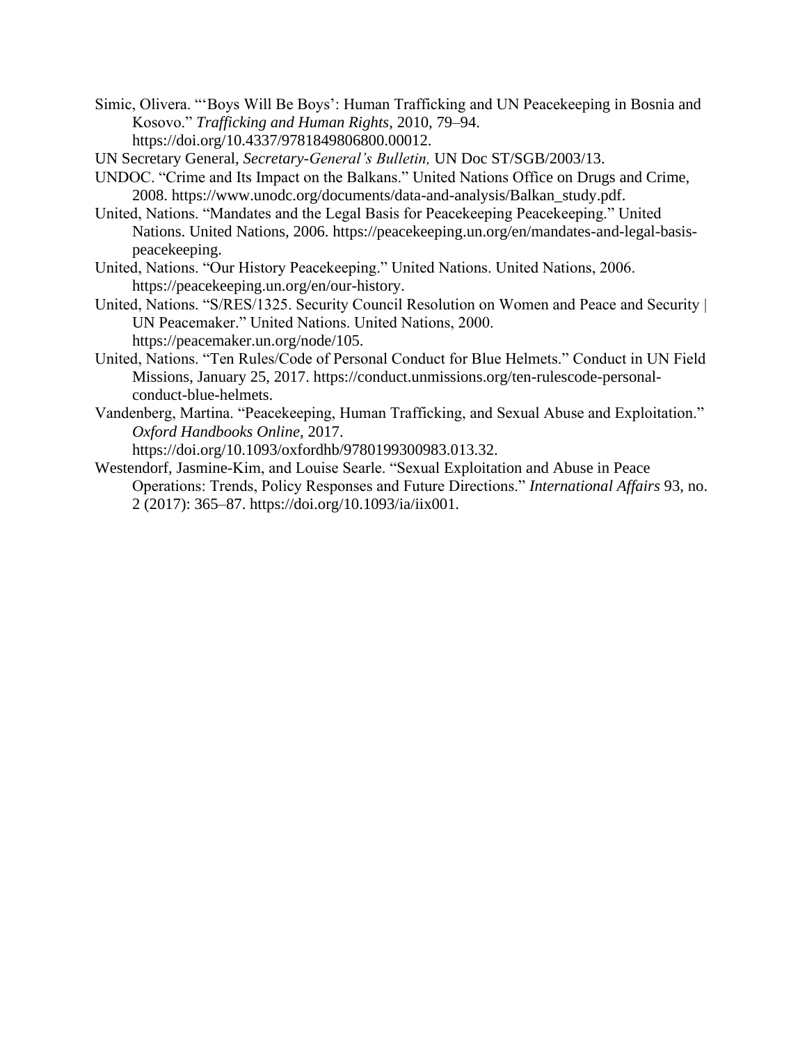Simic, Olivera. "'Boys Will Be Boys': Human Trafficking and UN Peacekeeping in Bosnia and Kosovo." *Trafficking and Human Rights*, 2010, 79–94. https://doi.org/10.4337/9781849806800.00012.

UN Secretary General, *Secretary-General's Bulletin,* UN Doc ST/SGB/2003/13.

UNDOC. "Crime and Its Impact on the Balkans." United Nations Office on Drugs and Crime, 2008. https://www.unodc.org/documents/data-and-analysis/Balkan_study.pdf.

United, Nations. "Mandates and the Legal Basis for Peacekeeping Peacekeeping." United Nations. United Nations, 2006. https://peacekeeping.un.org/en/mandates-and-legal-basis-peacekeeping.

United, Nations. "Our History Peacekeeping." United Nations. United Nations, 2006. https://peacekeeping.un.org/en/our-history.

United, Nations. "S/RES/1325. Security Council Resolution on Women and Peace and Security | UN Peacemaker." United Nations. United Nations, 2000. https://peacemaker.un.org/node/105.

United, Nations. "Ten Rules/Code of Personal Conduct for Blue Helmets." Conduct in UN Field Missions, January 25, 2017. https://conduct.unmissions.org/ten-rulescode-personal-conduct-blue-helmets.

Vandenberg, Martina. "Peacekeeping, Human Trafficking, and Sexual Abuse and Exploitation." *Oxford Handbooks Online*, 2017. https://doi.org/10.1093/oxfordhb/9780199300983.013.32.

Westendorf, Jasmine-Kim, and Louise Searle. "Sexual Exploitation and Abuse in Peace Operations: Trends, Policy Responses and Future Directions." *International Affairs* 93, no. 2 (2017): 365–87. https://doi.org/10.1093/ia/iix001.